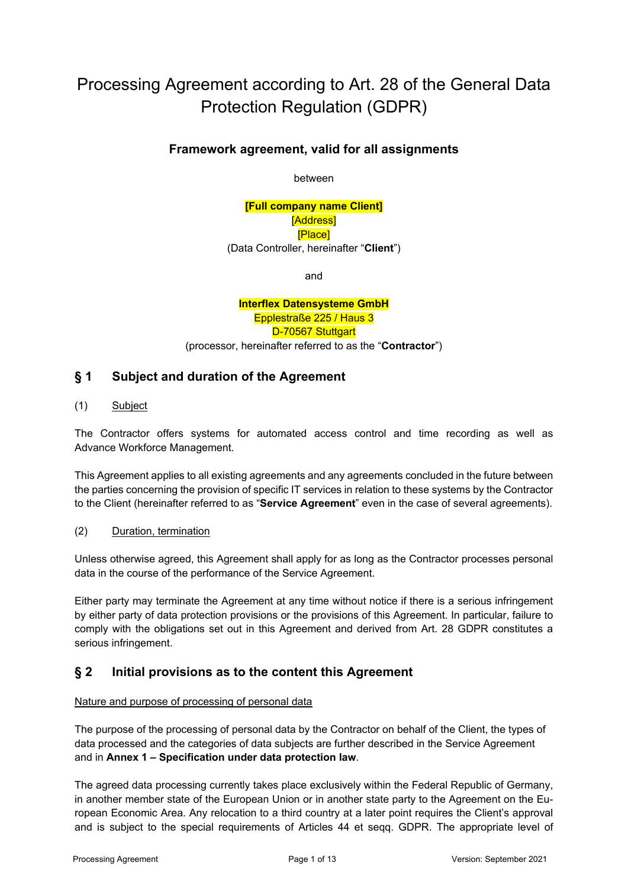# Processing Agreement according to Art. 28 of the General Data Protection Regulation (GDPR)

### Framework agreement, valid for all assignments

between

**[Full company name Client]**
[Address]
[Place]
(Data Controller, hereinafter "**Client**")

and

**Interflex Datensysteme GmbH**
Epplestraße 225 / Haus 3
D-70567 Stuttgart
(processor, hereinafter referred to as the "**Contractor**")

## § 1 Subject and duration of the Agreement

(1) Subject

The Contractor offers systems for automated access control and time recording as well as Advance Workforce Management.

This Agreement applies to all existing agreements and any agreements concluded in the future between the parties concerning the provision of specific IT services in relation to these systems by the Contractor to the Client (hereinafter referred to as "**Service Agreement**" even in the case of several agreements).

(2) Duration, termination

Unless otherwise agreed, this Agreement shall apply for as long as the Contractor processes personal data in the course of the performance of the Service Agreement.

Either party may terminate the Agreement at any time without notice if there is a serious infringement by either party of data protection provisions or the provisions of this Agreement. In particular, failure to comply with the obligations set out in this Agreement and derived from Art. 28 GDPR constitutes a serious infringement.

## § 2 Initial provisions as to the content this Agreement

Nature and purpose of processing of personal data

The purpose of the processing of personal data by the Contractor on behalf of the Client, the types of data processed and the categories of data subjects are further described in the Service Agreement and in **Annex 1 – Specification under data protection law**.

The agreed data processing currently takes place exclusively within the Federal Republic of Germany, in another member state of the European Union or in another state party to the Agreement on the European Economic Area. Any relocation to a third country at a later point requires the Client's approval and is subject to the special requirements of Articles 44 et seqq. GDPR. The appropriate level of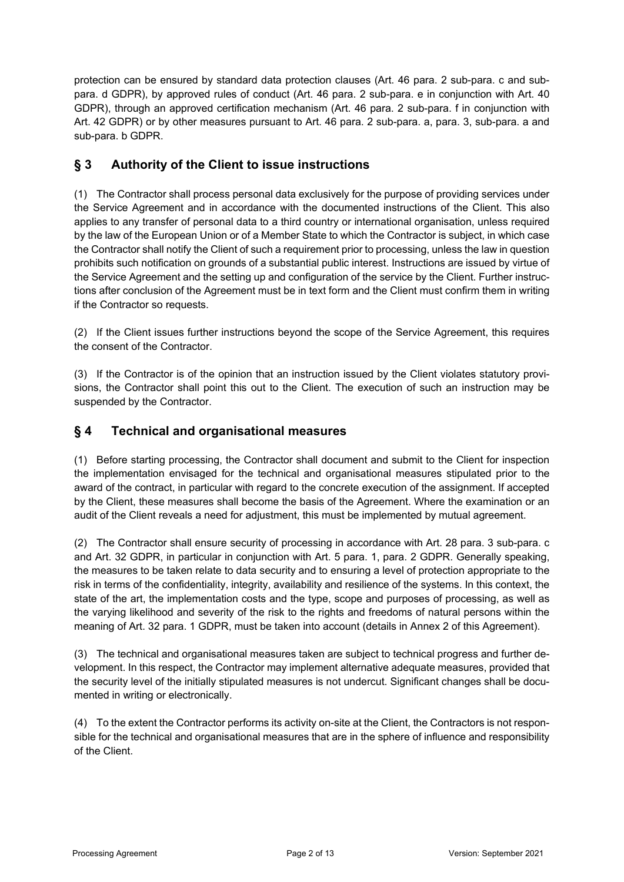protection can be ensured by standard data protection clauses (Art. 46 para. 2 sub-para. c and sub-para. d GDPR), by approved rules of conduct (Art. 46 para. 2 sub-para. e in conjunction with Art. 40 GDPR), through an approved certification mechanism (Art. 46 para. 2 sub-para. f in conjunction with Art. 42 GDPR) or by other measures pursuant to Art. 46 para. 2 sub-para. a, para. 3, sub-para. a and sub-para. b GDPR.

## § 3 Authority of the Client to issue instructions

(1) The Contractor shall process personal data exclusively for the purpose of providing services under the Service Agreement and in accordance with the documented instructions of the Client. This also applies to any transfer of personal data to a third country or international organisation, unless required by the law of the European Union or of a Member State to which the Contractor is subject, in which case the Contractor shall notify the Client of such a requirement prior to processing, unless the law in question prohibits such notification on grounds of a substantial public interest. Instructions are issued by virtue of the Service Agreement and the setting up and configuration of the service by the Client. Further instructions after conclusion of the Agreement must be in text form and the Client must confirm them in writing if the Contractor so requests.

(2) If the Client issues further instructions beyond the scope of the Service Agreement, this requires the consent of the Contractor.

(3) If the Contractor is of the opinion that an instruction issued by the Client violates statutory provisions, the Contractor shall point this out to the Client. The execution of such an instruction may be suspended by the Contractor.

## § 4 Technical and organisational measures

(1) Before starting processing, the Contractor shall document and submit to the Client for inspection the implementation envisaged for the technical and organisational measures stipulated prior to the award of the contract, in particular with regard to the concrete execution of the assignment. If accepted by the Client, these measures shall become the basis of the Agreement. Where the examination or an audit of the Client reveals a need for adjustment, this must be implemented by mutual agreement.

(2) The Contractor shall ensure security of processing in accordance with Art. 28 para. 3 sub-para. c and Art. 32 GDPR, in particular in conjunction with Art. 5 para. 1, para. 2 GDPR. Generally speaking, the measures to be taken relate to data security and to ensuring a level of protection appropriate to the risk in terms of the confidentiality, integrity, availability and resilience of the systems. In this context, the state of the art, the implementation costs and the type, scope and purposes of processing, as well as the varying likelihood and severity of the risk to the rights and freedoms of natural persons within the meaning of Art. 32 para. 1 GDPR, must be taken into account (details in Annex 2 of this Agreement).

(3) The technical and organisational measures taken are subject to technical progress and further development. In this respect, the Contractor may implement alternative adequate measures, provided that the security level of the initially stipulated measures is not undercut. Significant changes shall be documented in writing or electronically.

(4) To the extent the Contractor performs its activity on-site at the Client, the Contractors is not responsible for the technical and organisational measures that are in the sphere of influence and responsibility of the Client.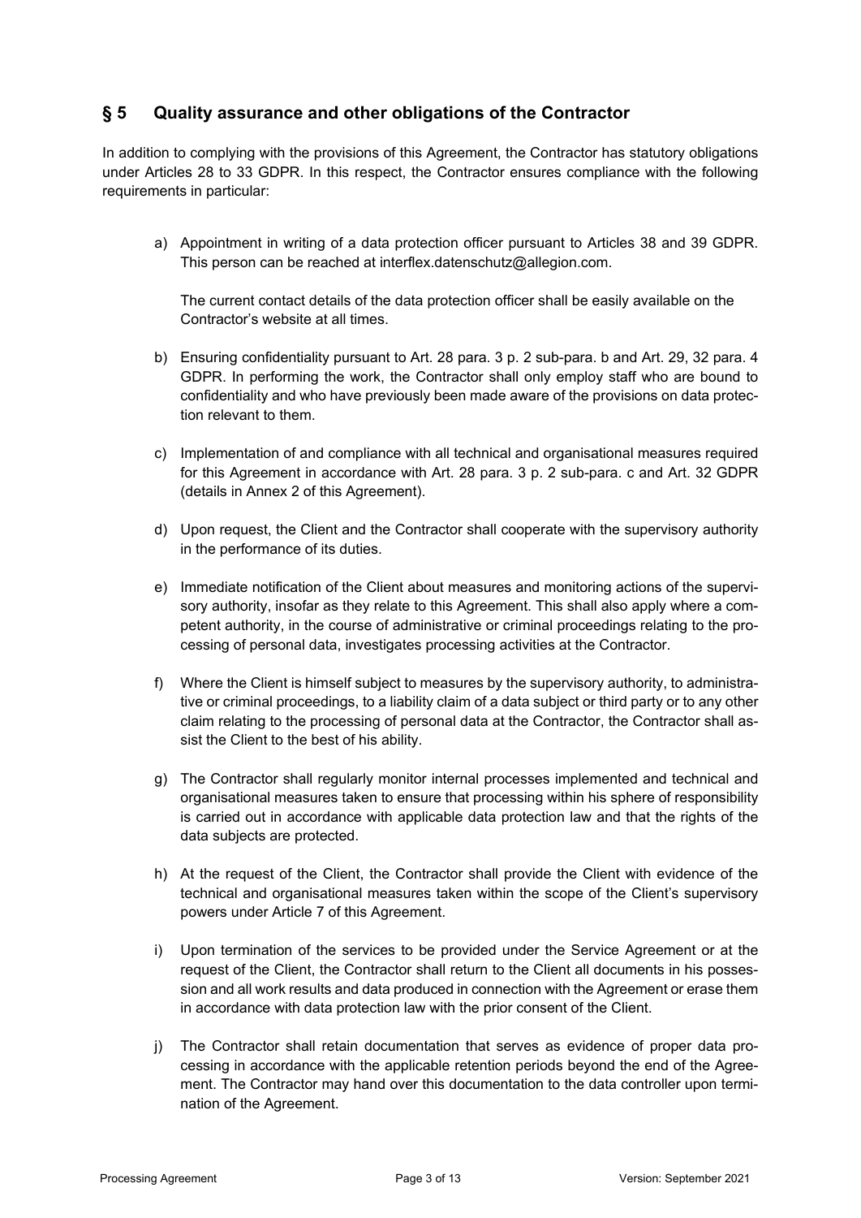## § 5 Quality assurance and other obligations of the Contractor

In addition to complying with the provisions of this Agreement, the Contractor has statutory obligations under Articles 28 to 33 GDPR. In this respect, the Contractor ensures compliance with the following requirements in particular:

a) Appointment in writing of a data protection officer pursuant to Articles 38 and 39 GDPR. This person can be reached at interflex.datenschutz@allegion.com.

   The current contact details of the data protection officer shall be easily available on the Contractor's website at all times.

b) Ensuring confidentiality pursuant to Art. 28 para. 3 p. 2 sub-para. b and Art. 29, 32 para. 4 GDPR. In performing the work, the Contractor shall only employ staff who are bound to confidentiality and who have previously been made aware of the provisions on data protection relevant to them.

c) Implementation of and compliance with all technical and organisational measures required for this Agreement in accordance with Art. 28 para. 3 p. 2 sub-para. c and Art. 32 GDPR (details in Annex 2 of this Agreement).

d) Upon request, the Client and the Contractor shall cooperate with the supervisory authority in the performance of its duties.

e) Immediate notification of the Client about measures and monitoring actions of the supervisory authority, insofar as they relate to this Agreement. This shall also apply where a competent authority, in the course of administrative or criminal proceedings relating to the processing of personal data, investigates processing activities at the Contractor.

f) Where the Client is himself subject to measures by the supervisory authority, to administrative or criminal proceedings, to a liability claim of a data subject or third party or to any other claim relating to the processing of personal data at the Contractor, the Contractor shall assist the Client to the best of his ability.

g) The Contractor shall regularly monitor internal processes implemented and technical and organisational measures taken to ensure that processing within his sphere of responsibility is carried out in accordance with applicable data protection law and that the rights of the data subjects are protected.

h) At the request of the Client, the Contractor shall provide the Client with evidence of the technical and organisational measures taken within the scope of the Client's supervisory powers under Article 7 of this Agreement.

i) Upon termination of the services to be provided under the Service Agreement or at the request of the Client, the Contractor shall return to the Client all documents in his possession and all work results and data produced in connection with the Agreement or erase them in accordance with data protection law with the prior consent of the Client.

j) The Contractor shall retain documentation that serves as evidence of proper data processing in accordance with the applicable retention periods beyond the end of the Agreement. The Contractor may hand over this documentation to the data controller upon termination of the Agreement.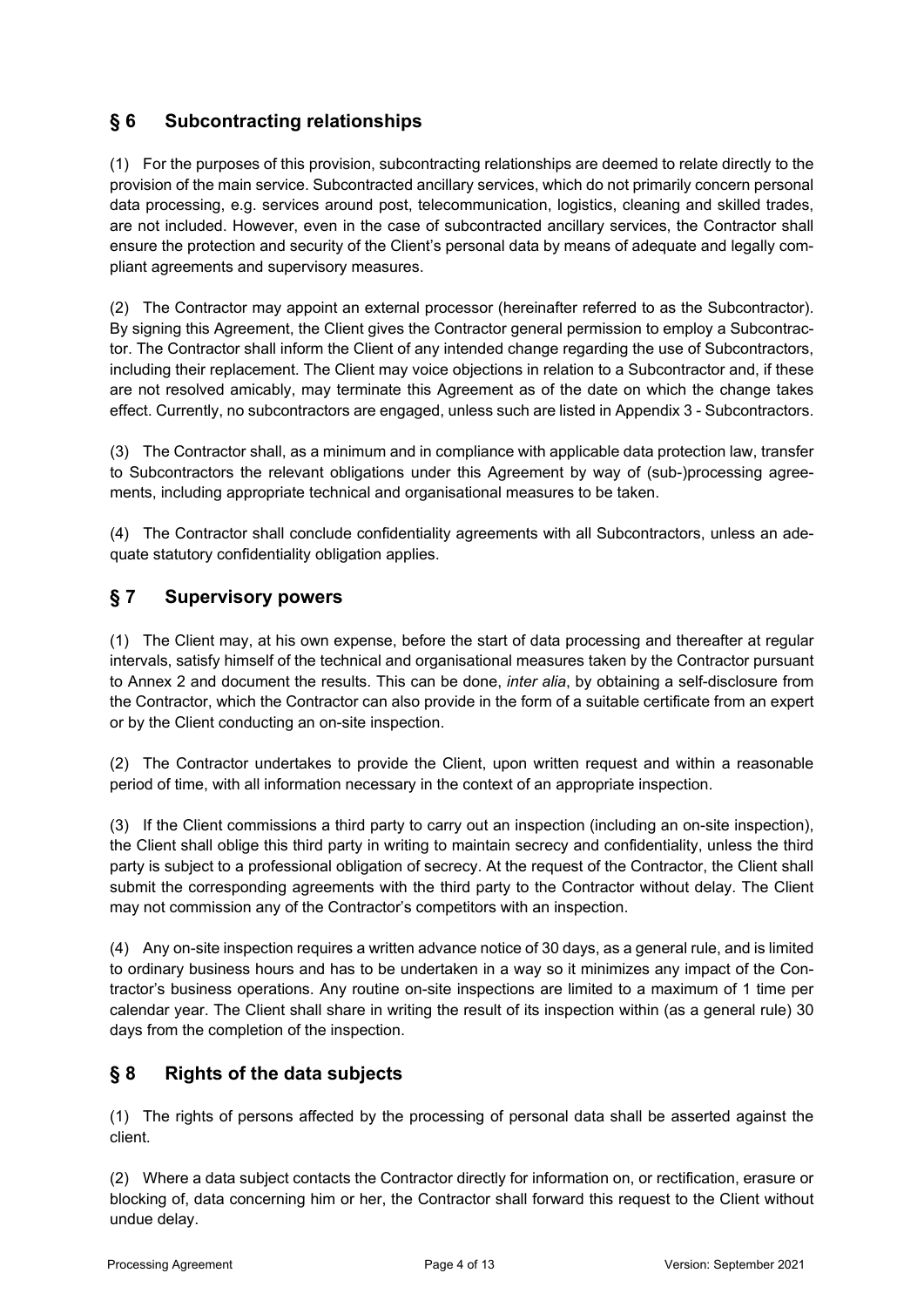## § 6 Subcontracting relationships

(1) For the purposes of this provision, subcontracting relationships are deemed to relate directly to the provision of the main service. Subcontracted ancillary services, which do not primarily concern personal data processing, e.g. services around post, telecommunication, logistics, cleaning and skilled trades, are not included. However, even in the case of subcontracted ancillary services, the Contractor shall ensure the protection and security of the Client's personal data by means of adequate and legally compliant agreements and supervisory measures.

(2) The Contractor may appoint an external processor (hereinafter referred to as the Subcontractor). By signing this Agreement, the Client gives the Contractor general permission to employ a Subcontractor. The Contractor shall inform the Client of any intended change regarding the use of Subcontractors, including their replacement. The Client may voice objections in relation to a Subcontractor and, if these are not resolved amicably, may terminate this Agreement as of the date on which the change takes effect. Currently, no subcontractors are engaged, unless such are listed in Appendix 3 - Subcontractors.

(3) The Contractor shall, as a minimum and in compliance with applicable data protection law, transfer to Subcontractors the relevant obligations under this Agreement by way of (sub-)processing agreements, including appropriate technical and organisational measures to be taken.

(4) The Contractor shall conclude confidentiality agreements with all Subcontractors, unless an adequate statutory confidentiality obligation applies.

## § 7 Supervisory powers

(1) The Client may, at his own expense, before the start of data processing and thereafter at regular intervals, satisfy himself of the technical and organisational measures taken by the Contractor pursuant to Annex 2 and document the results. This can be done, *inter alia*, by obtaining a self-disclosure from the Contractor, which the Contractor can also provide in the form of a suitable certificate from an expert or by the Client conducting an on-site inspection.

(2) The Contractor undertakes to provide the Client, upon written request and within a reasonable period of time, with all information necessary in the context of an appropriate inspection.

(3) If the Client commissions a third party to carry out an inspection (including an on-site inspection), the Client shall oblige this third party in writing to maintain secrecy and confidentiality, unless the third party is subject to a professional obligation of secrecy. At the request of the Contractor, the Client shall submit the corresponding agreements with the third party to the Contractor without delay. The Client may not commission any of the Contractor's competitors with an inspection.

(4) Any on-site inspection requires a written advance notice of 30 days, as a general rule, and is limited to ordinary business hours and has to be undertaken in a way so it minimizes any impact of the Contractor's business operations. Any routine on-site inspections are limited to a maximum of 1 time per calendar year. The Client shall share in writing the result of its inspection within (as a general rule) 30 days from the completion of the inspection.

## § 8 Rights of the data subjects

(1) The rights of persons affected by the processing of personal data shall be asserted against the client.

(2) Where a data subject contacts the Contractor directly for information on, or rectification, erasure or blocking of, data concerning him or her, the Contractor shall forward this request to the Client without undue delay.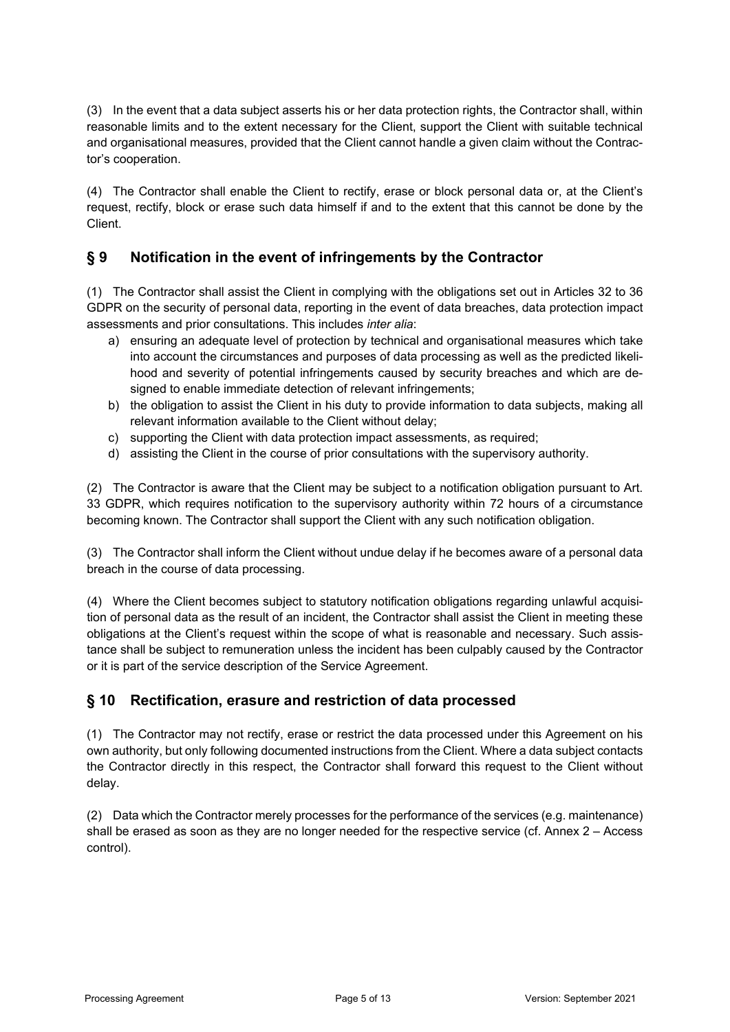(3) In the event that a data subject asserts his or her data protection rights, the Contractor shall, within reasonable limits and to the extent necessary for the Client, support the Client with suitable technical and organisational measures, provided that the Client cannot handle a given claim without the Contractor's cooperation.

(4) The Contractor shall enable the Client to rectify, erase or block personal data or, at the Client's request, rectify, block or erase such data himself if and to the extent that this cannot be done by the Client.

## § 9 Notification in the event of infringements by the Contractor

(1) The Contractor shall assist the Client in complying with the obligations set out in Articles 32 to 36 GDPR on the security of personal data, reporting in the event of data breaches, data protection impact assessments and prior consultations. This includes *inter alia*:

a) ensuring an adequate level of protection by technical and organisational measures which take into account the circumstances and purposes of data processing as well as the predicted likelihood and severity of potential infringements caused by security breaches and which are designed to enable immediate detection of relevant infringements;
b) the obligation to assist the Client in his duty to provide information to data subjects, making all relevant information available to the Client without delay;
c) supporting the Client with data protection impact assessments, as required;
d) assisting the Client in the course of prior consultations with the supervisory authority.

(2) The Contractor is aware that the Client may be subject to a notification obligation pursuant to Art. 33 GDPR, which requires notification to the supervisory authority within 72 hours of a circumstance becoming known. The Contractor shall support the Client with any such notification obligation.

(3) The Contractor shall inform the Client without undue delay if he becomes aware of a personal data breach in the course of data processing.

(4) Where the Client becomes subject to statutory notification obligations regarding unlawful acquisition of personal data as the result of an incident, the Contractor shall assist the Client in meeting these obligations at the Client's request within the scope of what is reasonable and necessary. Such assistance shall be subject to remuneration unless the incident has been culpably caused by the Contractor or it is part of the service description of the Service Agreement.

## § 10 Rectification, erasure and restriction of data processed

(1) The Contractor may not rectify, erase or restrict the data processed under this Agreement on his own authority, but only following documented instructions from the Client. Where a data subject contacts the Contractor directly in this respect, the Contractor shall forward this request to the Client without delay.

(2) Data which the Contractor merely processes for the performance of the services (e.g. maintenance) shall be erased as soon as they are no longer needed for the respective service (cf. Annex 2 – Access control).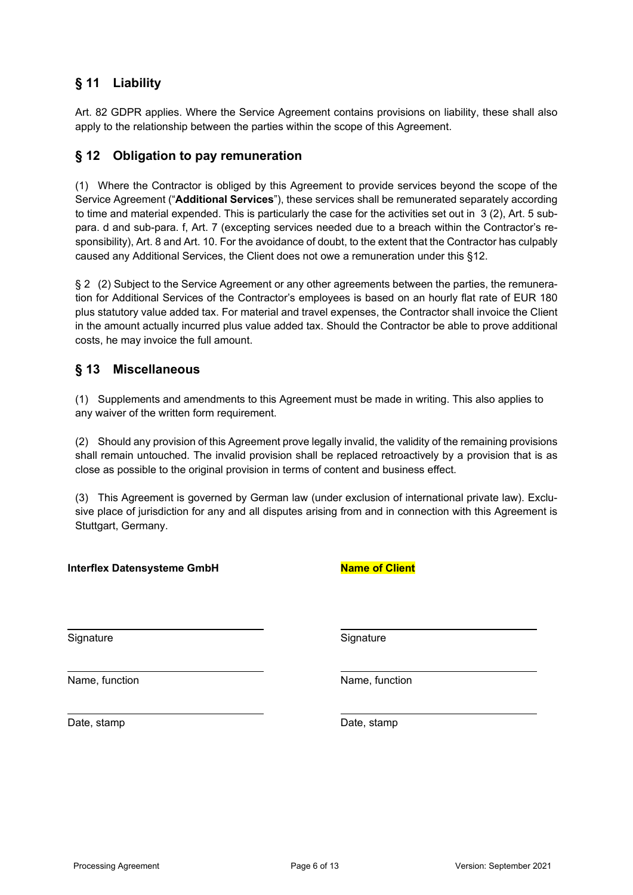## § 11 Liability

Art. 82 GDPR applies. Where the Service Agreement contains provisions on liability, these shall also apply to the relationship between the parties within the scope of this Agreement.

## § 12 Obligation to pay remuneration

(1) Where the Contractor is obliged by this Agreement to provide services beyond the scope of the Service Agreement ("**Additional Services**"), these services shall be remunerated separately according to time and material expended. This is particularly the case for the activities set out in 3 (2), Art. 5 sub-para. d and sub-para. f, Art. 7 (excepting services needed due to a breach within the Contractor's responsibility), Art. 8 and Art. 10. For the avoidance of doubt, to the extent that the Contractor has culpably caused any Additional Services, the Client does not owe a remuneration under this §12.

§ 2 (2) Subject to the Service Agreement or any other agreements between the parties, the remuneration for Additional Services of the Contractor's employees is based on an hourly flat rate of EUR 180 plus statutory value added tax. For material and travel expenses, the Contractor shall invoice the Client in the amount actually incurred plus value added tax. Should the Contractor be able to prove additional costs, he may invoice the full amount.

## § 13 Miscellaneous

(1) Supplements and amendments to this Agreement must be made in writing. This also applies to any waiver of the written form requirement.

(2) Should any provision of this Agreement prove legally invalid, the validity of the remaining provisions shall remain untouched. The invalid provision shall be replaced retroactively by a provision that is as close as possible to the original provision in terms of content and business effect.

(3) This Agreement is governed by German law (under exclusion of international private law). Exclusive place of jurisdiction for any and all disputes arising from and in connection with this Agreement is Stuttgart, Germany.

| **Interflex Datensysteme GmbH** | **Name of Client** |
|---|---|
| Signature | Signature |
| Name, function | Name, function |
| Date, stamp | Date, stamp |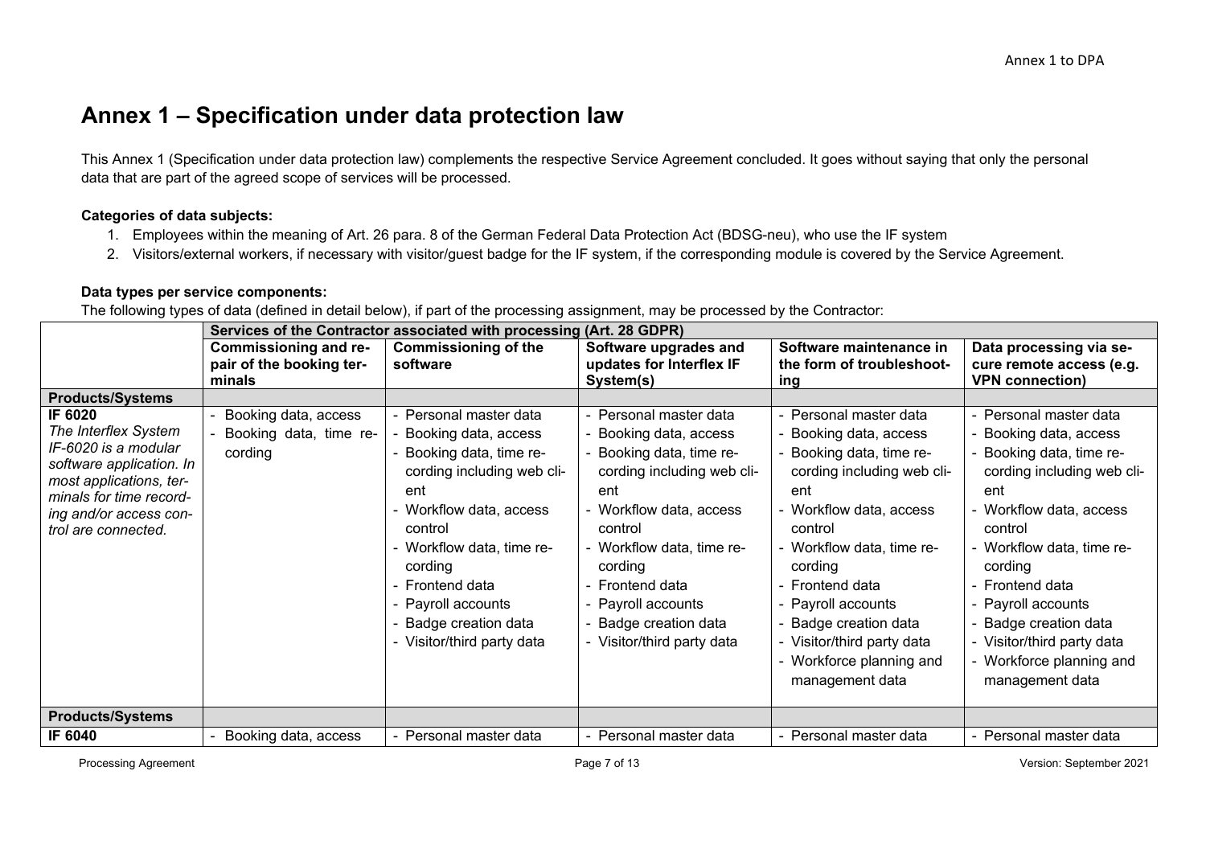# Annex 1 – Specification under data protection law

This Annex 1 (Specification under data protection law) complements the respective Service Agreement concluded. It goes without saying that only the personal data that are part of the agreed scope of services will be processed.

**Categories of data subjects:**

1. Employees within the meaning of Art. 26 para. 8 of the German Federal Data Protection Act (BDSG-neu), who use the IF system
2. Visitors/external workers, if necessary with visitor/guest badge for the IF system, if the corresponding module is covered by the Service Agreement.

**Data types per service components:**

The following types of data (defined in detail below), if part of the processing assignment, may be processed by the Contractor:

| | **Services of the Contractor associated with processing (Art. 28 GDPR)** | | | | |
|---|---|---|---|---|---|
| | **Commissioning and repair of the booking terminals** | **Commissioning of the software** | **Software upgrades and updates for Interflex IF System(s)** | **Software maintenance in the form of troubleshooting** | **Data processing via secure remote access (e.g. VPN connection)** |
| **Products/Systems** | | | | | |
| **IF 6020**<br>*The Interflex System IF-6020 is a modular software application. In most applications, terminals for time recording and/or access control are connected.* | - Booking data, access<br>- Booking data, time recording | - Personal master data<br>- Booking data, access<br>- Booking data, time recording including web client<br>- Workflow data, access control<br>- Workflow data, time recording<br>- Frontend data<br>- Payroll accounts<br>- Badge creation data<br>- Visitor/third party data | - Personal master data<br>- Booking data, access<br>- Booking data, time recording including web client<br>- Workflow data, access control<br>- Workflow data, time recording<br>- Frontend data<br>- Payroll accounts<br>- Badge creation data<br>- Visitor/third party data | - Personal master data<br>- Booking data, access<br>- Booking data, time recording including web client<br>- Workflow data, access control<br>- Workflow data, time recording<br>- Frontend data<br>- Payroll accounts<br>- Badge creation data<br>- Visitor/third party data<br>- Workforce planning and management data | - Personal master data<br>- Booking data, access<br>- Booking data, time recording including web client<br>- Workflow data, access control<br>- Workflow data, time recording<br>- Frontend data<br>- Payroll accounts<br>- Badge creation data<br>- Visitor/third party data<br>- Workforce planning and management data |
| **Products/Systems** | | | | | |
| **IF 6040** | - Booking data, access | - Personal master data | - Personal master data | - Personal master data | - Personal master data |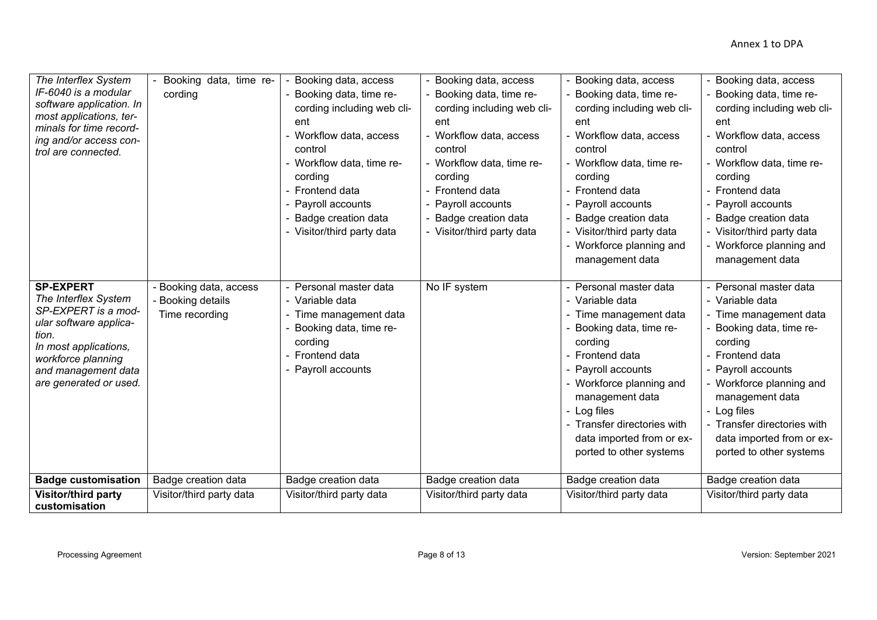| | | | | | |
|---|---|---|---|---|---|
| *The Interflex System IF-6040 is a modular software application. In most applications, terminals for time recording and/or access control are connected.* | - Booking data, time recording | - Booking data, access<br>- Booking data, time recording including web client<br>- Workflow data, access control<br>- Workflow data, time recording<br>- Frontend data<br>- Payroll accounts<br>- Badge creation data<br>- Visitor/third party data | - Booking data, access<br>- Booking data, time recording including web client<br>- Workflow data, access control<br>- Workflow data, time recording<br>- Frontend data<br>- Payroll accounts<br>- Badge creation data<br>- Visitor/third party data | - Booking data, access<br>- Booking data, time recording including web client<br>- Workflow data, access control<br>- Workflow data, time recording<br>- Frontend data<br>- Payroll accounts<br>- Badge creation data<br>- Visitor/third party data<br>- Workforce planning and management data | - Booking data, access<br>- Booking data, time recording including web client<br>- Workflow data, access control<br>- Workflow data, time recording<br>- Frontend data<br>- Payroll accounts<br>- Badge creation data<br>- Visitor/third party data<br>- Workforce planning and management data |
| **SP-EXPERT**<br>*The Interflex System SP-EXPERT is a modular software application.*<br>*In most applications, workforce planning and management data are generated or used.* | - Booking data, access<br>- Booking details Time recording | - Personal master data<br>- Variable data<br>- Time management data<br>- Booking data, time recording<br>- Frontend data<br>- Payroll accounts | No IF system | - Personal master data<br>- Variable data<br>- Time management data<br>- Booking data, time recording<br>- Frontend data<br>- Payroll accounts<br>- Workforce planning and management data<br>- Log files<br>- Transfer directories with data imported from or exported to other systems | - Personal master data<br>- Variable data<br>- Time management data<br>- Booking data, time recording<br>- Frontend data<br>- Payroll accounts<br>- Workforce planning and management data<br>- Log files<br>- Transfer directories with data imported from or exported to other systems |
| **Badge customisation** | Badge creation data | Badge creation data | Badge creation data | Badge creation data | Badge creation data |
| **Visitor/third party customisation** | Visitor/third party data | Visitor/third party data | Visitor/third party data | Visitor/third party data | Visitor/third party data |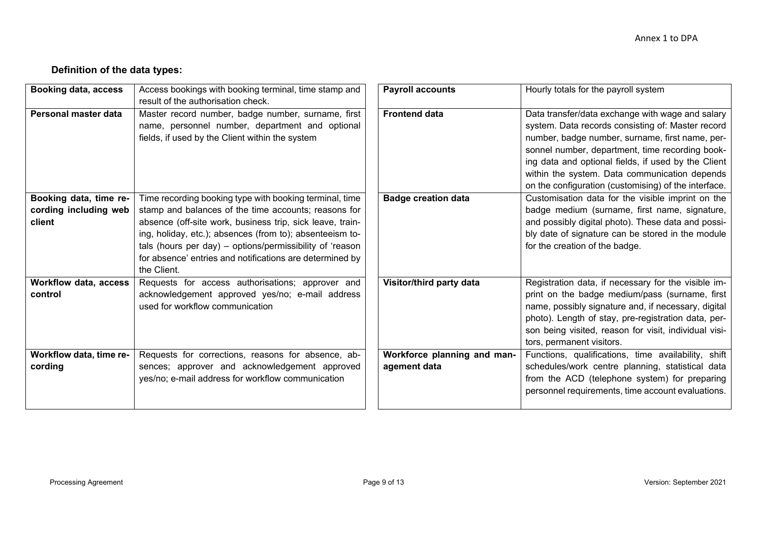Annex 1 to DPA

**Definition of the data types:**

| **Booking data, access** | Access bookings with booking terminal, time stamp and result of the authorisation check. |
|---|---|
| **Personal master data** | Master record number, badge number, surname, first name, personnel number, department and optional fields, if used by the Client within the system |
| **Booking data, time recording including web client** | Time recording booking type with booking terminal, time stamp and balances of the time accounts; reasons for absence (off-site work, business trip, sick leave, training, holiday, etc.); absences (from to); absenteeism totals (hours per day) – options/permissibility of 'reason for absence' entries and notifications are determined by the Client. |
| **Workflow data, access control** | Requests for access authorisations; approver and acknowledgement approved yes/no; e-mail address used for workflow communication |
| **Workflow data, time recording** | Requests for corrections, reasons for absence, absences; approver and acknowledgement approved yes/no; e-mail address for workflow communication |

| **Payroll accounts** | Hourly totals for the payroll system |
|---|---|
| **Frontend data** | Data transfer/data exchange with wage and salary system. Data records consisting of: Master record number, badge number, surname, first name, personnel number, department, time recording booking data and optional fields, if used by the Client within the system. Data communication depends on the configuration (customising) of the interface. |
| **Badge creation data** | Customisation data for the visible imprint on the badge medium (surname, first name, signature, and possibly digital photo). These data and possibly date of signature can be stored in the module for the creation of the badge. |
| **Visitor/third party data** | Registration data, if necessary for the visible imprint on the badge medium/pass (surname, first name, possibly signature and, if necessary, digital photo). Length of stay, pre-registration data, person being visited, reason for visit, individual visitors, permanent visitors. |
| **Workforce planning and management data** | Functions, qualifications, time availability, shift schedules/work centre planning, statistical data from the ACD (telephone system) for preparing personnel requirements, time account evaluations. |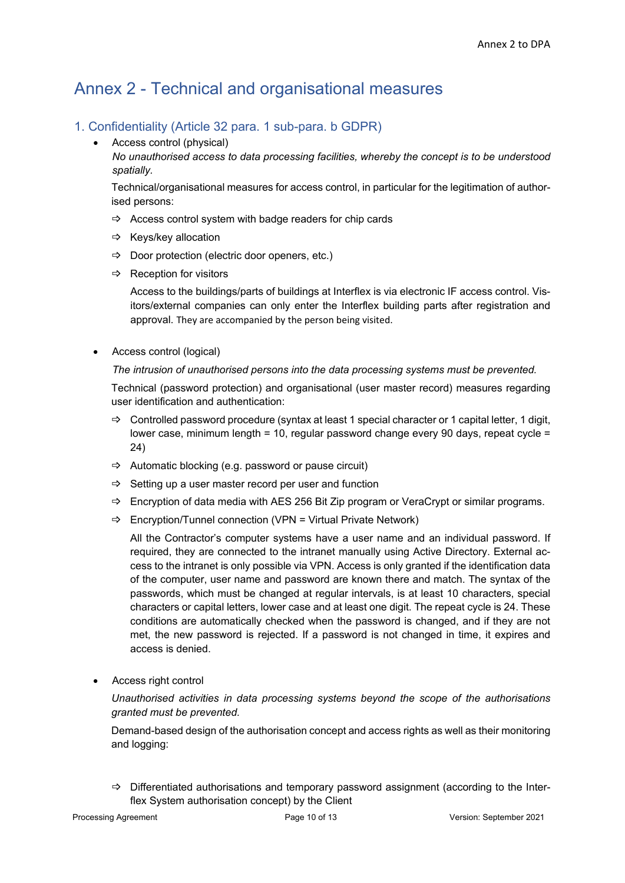# Annex 2 - Technical and organisational measures

## 1. Confidentiality (Article 32 para. 1 sub-para. b GDPR)

- Access control (physical)

  *No unauthorised access to data processing facilities, whereby the concept is to be understood spatially.*

  Technical/organisational measures for access control, in particular for the legitimation of authorised persons:

  - ⇨ Access control system with badge readers for chip cards
  - ⇨ Keys/key allocation
  - ⇨ Door protection (electric door openers, etc.)
  - ⇨ Reception for visitors

    Access to the buildings/parts of buildings at Interflex is via electronic IF access control. Visitors/external companies can only enter the Interflex building parts after registration and approval. They are accompanied by the person being visited.

- Access control (logical)

  *The intrusion of unauthorised persons into the data processing systems must be prevented.*

  Technical (password protection) and organisational (user master record) measures regarding user identification and authentication:

  - ⇨ Controlled password procedure (syntax at least 1 special character or 1 capital letter, 1 digit, lower case, minimum length = 10, regular password change every 90 days, repeat cycle = 24)
  - ⇨ Automatic blocking (e.g. password or pause circuit)
  - ⇨ Setting up a user master record per user and function
  - ⇨ Encryption of data media with AES 256 Bit Zip program or VeraCrypt or similar programs.
  - ⇨ Encryption/Tunnel connection (VPN = Virtual Private Network)

    All the Contractor's computer systems have a user name and an individual password. If required, they are connected to the intranet manually using Active Directory. External access to the intranet is only possible via VPN. Access is only granted if the identification data of the computer, user name and password are known there and match. The syntax of the passwords, which must be changed at regular intervals, is at least 10 characters, special characters or capital letters, lower case and at least one digit. The repeat cycle is 24. These conditions are automatically checked when the password is changed, and if they are not met, the new password is rejected. If a password is not changed in time, it expires and access is denied.

- Access right control

  *Unauthorised activities in data processing systems beyond the scope of the authorisations granted must be prevented.*

  Demand-based design of the authorisation concept and access rights as well as their monitoring and logging:

  - ⇨ Differentiated authorisations and temporary password assignment (according to the Interflex System authorisation concept) by the Client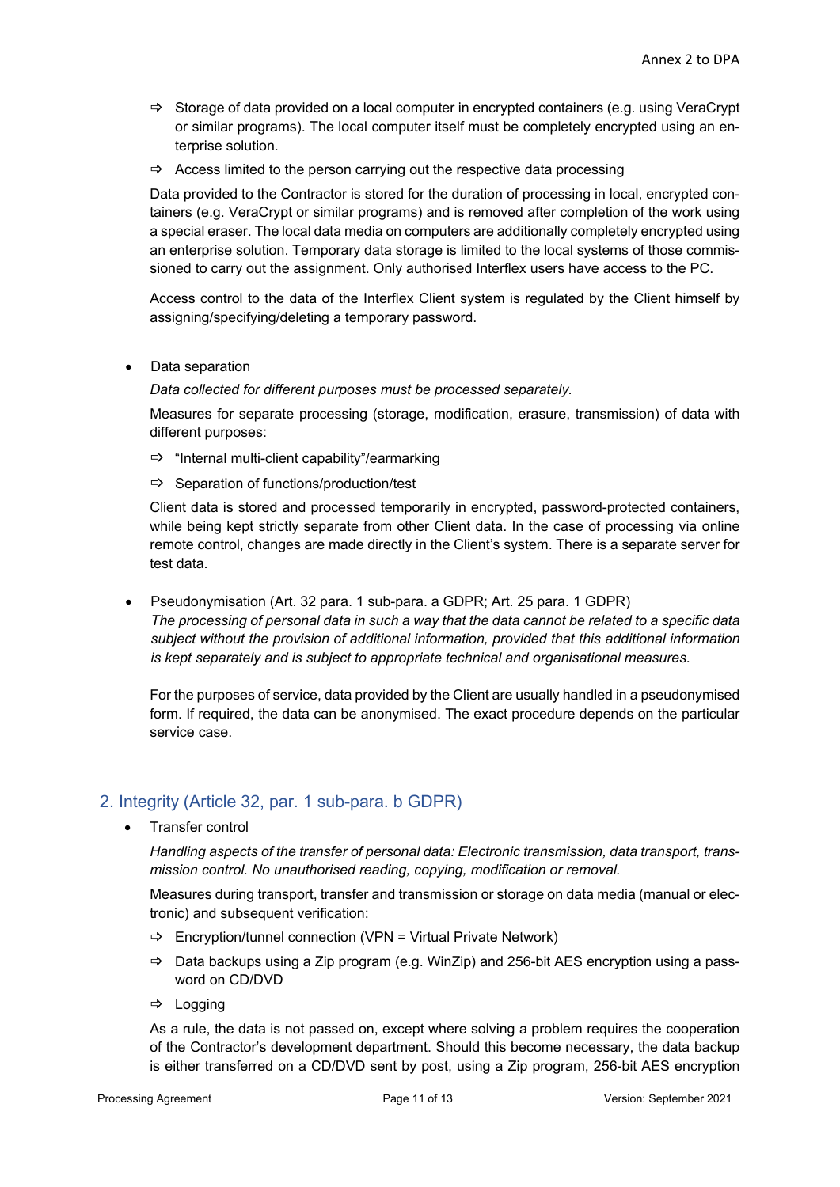- ⇨ Storage of data provided on a local computer in encrypted containers (e.g. using VeraCrypt or similar programs). The local computer itself must be completely encrypted using an enterprise solution.
- ⇨ Access limited to the person carrying out the respective data processing

Data provided to the Contractor is stored for the duration of processing in local, encrypted containers (e.g. VeraCrypt or similar programs) and is removed after completion of the work using a special eraser. The local data media on computers are additionally completely encrypted using an enterprise solution. Temporary data storage is limited to the local systems of those commissioned to carry out the assignment. Only authorised Interflex users have access to the PC.

Access control to the data of the Interflex Client system is regulated by the Client himself by assigning/specifying/deleting a temporary password.

- Data separation

  *Data collected for different purposes must be processed separately.*

  Measures for separate processing (storage, modification, erasure, transmission) of data with different purposes:

  - ⇨ "Internal multi-client capability"/earmarking
  - ⇨ Separation of functions/production/test

  Client data is stored and processed temporarily in encrypted, password-protected containers, while being kept strictly separate from other Client data. In the case of processing via online remote control, changes are made directly in the Client's system. There is a separate server for test data.

- Pseudonymisation (Art. 32 para. 1 sub-para. a GDPR; Art. 25 para. 1 GDPR)
  *The processing of personal data in such a way that the data cannot be related to a specific data subject without the provision of additional information, provided that this additional information is kept separately and is subject to appropriate technical and organisational measures.*

  For the purposes of service, data provided by the Client are usually handled in a pseudonymised form. If required, the data can be anonymised. The exact procedure depends on the particular service case.

## 2. Integrity (Article 32, par. 1 sub-para. b GDPR)

- Transfer control

  *Handling aspects of the transfer of personal data: Electronic transmission, data transport, transmission control. No unauthorised reading, copying, modification or removal.*

  Measures during transport, transfer and transmission or storage on data media (manual or electronic) and subsequent verification:

  - ⇨ Encryption/tunnel connection (VPN = Virtual Private Network)
  - ⇨ Data backups using a Zip program (e.g. WinZip) and 256-bit AES encryption using a password on CD/DVD
  - ⇨ Logging

  As a rule, the data is not passed on, except where solving a problem requires the cooperation of the Contractor's development department. Should this become necessary, the data backup is either transferred on a CD/DVD sent by post, using a Zip program, 256-bit AES encryption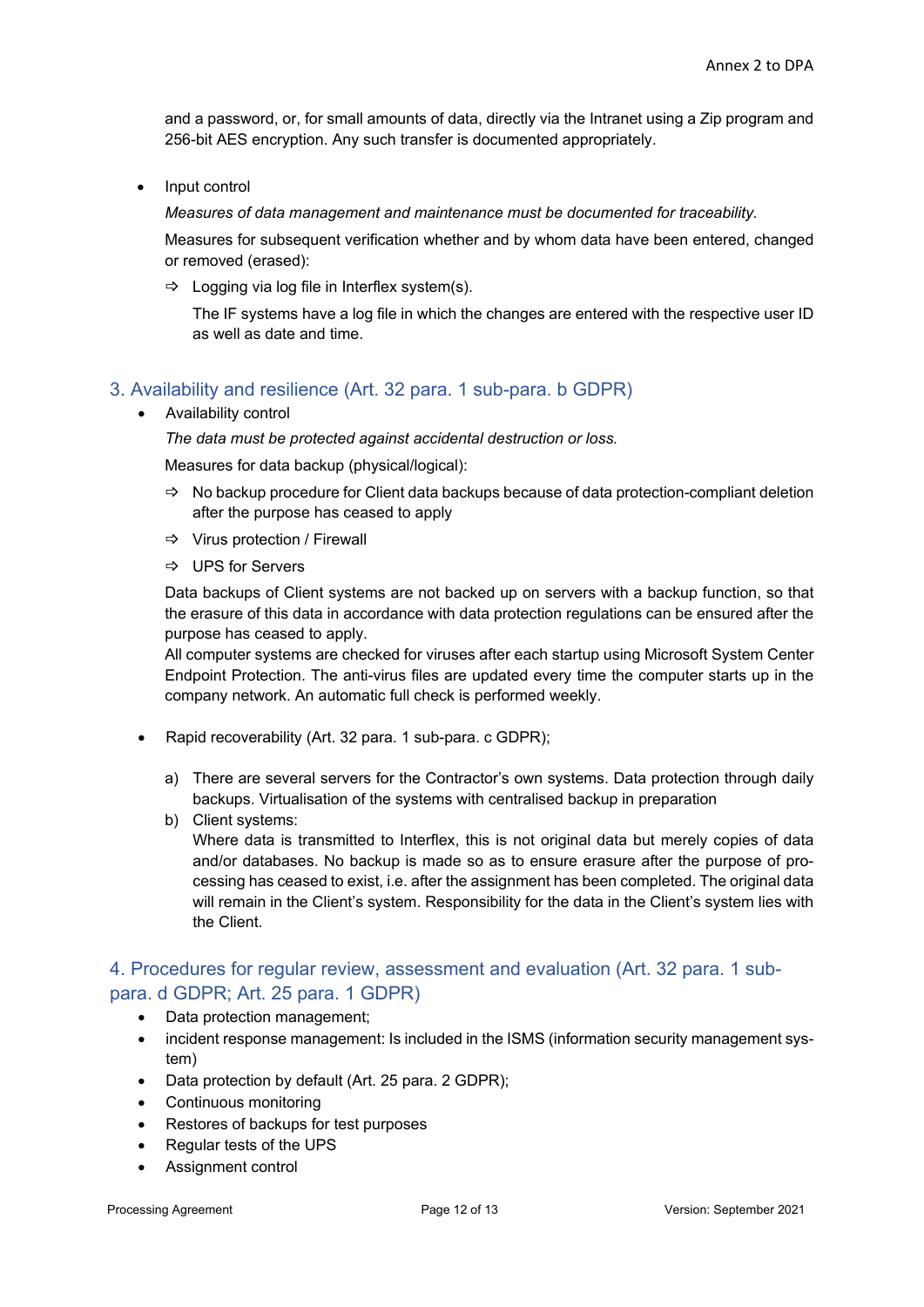and a password, or, for small amounts of data, directly via the Intranet using a Zip program and 256-bit AES encryption. Any such transfer is documented appropriately.

- Input control

  *Measures of data management and maintenance must be documented for traceability.*

  Measures for subsequent verification whether and by whom data have been entered, changed or removed (erased):

  ⇨ Logging via log file in Interflex system(s).

  The IF systems have a log file in which the changes are entered with the respective user ID as well as date and time.

## 3. Availability and resilience (Art. 32 para. 1 sub-para. b GDPR)

- Availability control

  *The data must be protected against accidental destruction or loss.*

  Measures for data backup (physical/logical):

  ⇨ No backup procedure for Client data backups because of data protection-compliant deletion after the purpose has ceased to apply

  ⇨ Virus protection / Firewall

  ⇨ UPS for Servers

  Data backups of Client systems are not backed up on servers with a backup function, so that the erasure of this data in accordance with data protection regulations can be ensured after the purpose has ceased to apply.
  All computer systems are checked for viruses after each startup using Microsoft System Center Endpoint Protection. The anti-virus files are updated every time the computer starts up in the company network. An automatic full check is performed weekly.

- Rapid recoverability (Art. 32 para. 1 sub-para. c GDPR);

  a) There are several servers for the Contractor's own systems. Data protection through daily backups. Virtualisation of the systems with centralised backup in preparation

  b) Client systems:
  Where data is transmitted to Interflex, this is not original data but merely copies of data and/or databases. No backup is made so as to ensure erasure after the purpose of processing has ceased to exist, i.e. after the assignment has been completed. The original data will remain in the Client's system. Responsibility for the data in the Client's system lies with the Client.

## 4. Procedures for regular review, assessment and evaluation (Art. 32 para. 1 sub-para. d GDPR; Art. 25 para. 1 GDPR)

- Data protection management;
- incident response management: Is included in the ISMS (information security management system)
- Data protection by default (Art. 25 para. 2 GDPR);
- Continuous monitoring
- Restores of backups for test purposes
- Regular tests of the UPS
- Assignment control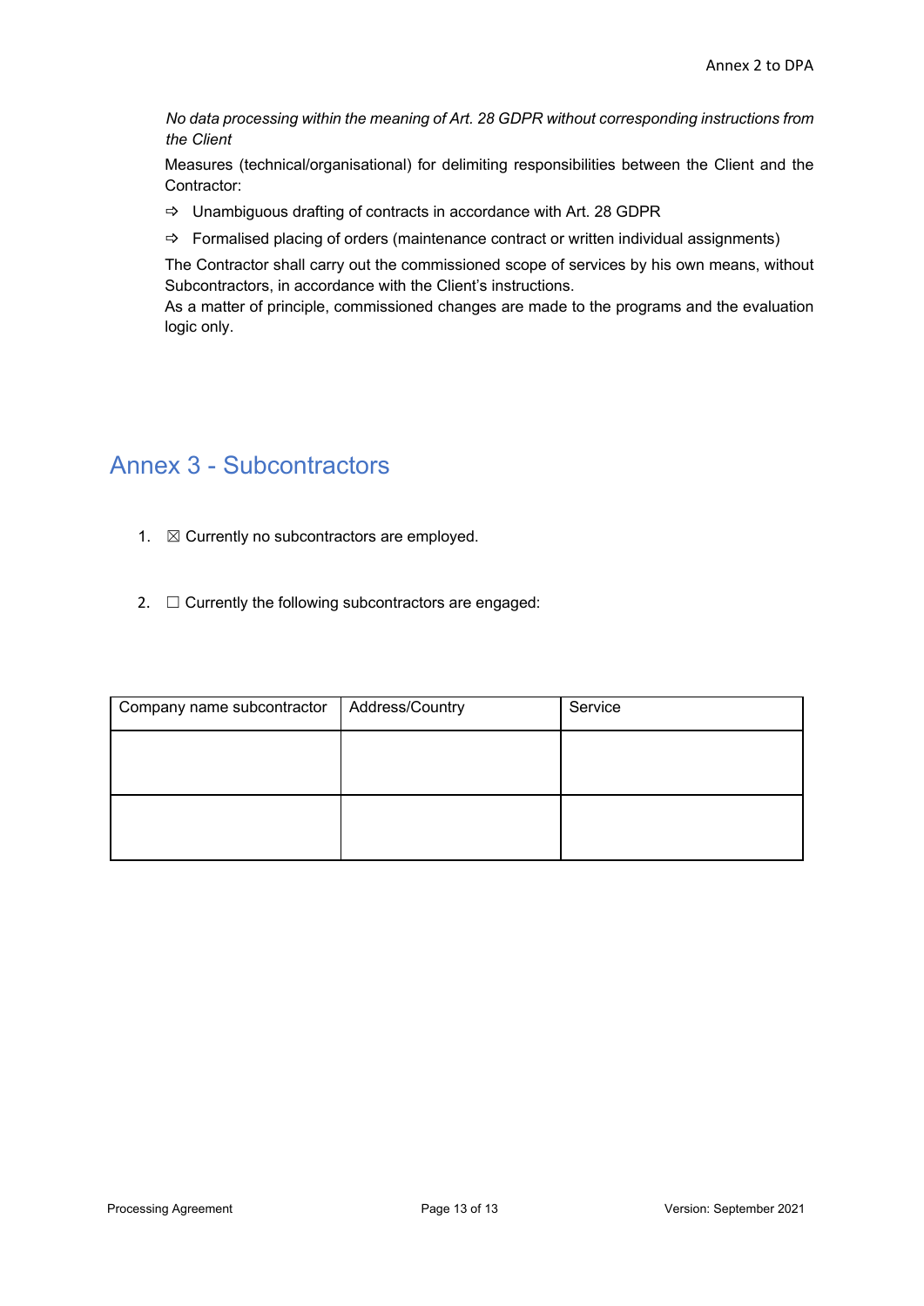*No data processing within the meaning of Art. 28 GDPR without corresponding instructions from the Client*

Measures (technical/organisational) for delimiting responsibilities between the Client and the Contractor:

- ⇨ Unambiguous drafting of contracts in accordance with Art. 28 GDPR
- ⇨ Formalised placing of orders (maintenance contract or written individual assignments)

The Contractor shall carry out the commissioned scope of services by his own means, without Subcontractors, in accordance with the Client's instructions.
As a matter of principle, commissioned changes are made to the programs and the evaluation logic only.

# Annex 3 - Subcontractors

1. ☒ Currently no subcontractors are employed.

2. ☐ Currently the following subcontractors are engaged:

| Company name subcontractor | Address/Country | Service |
|---|---|---|
| | | |
| | | |